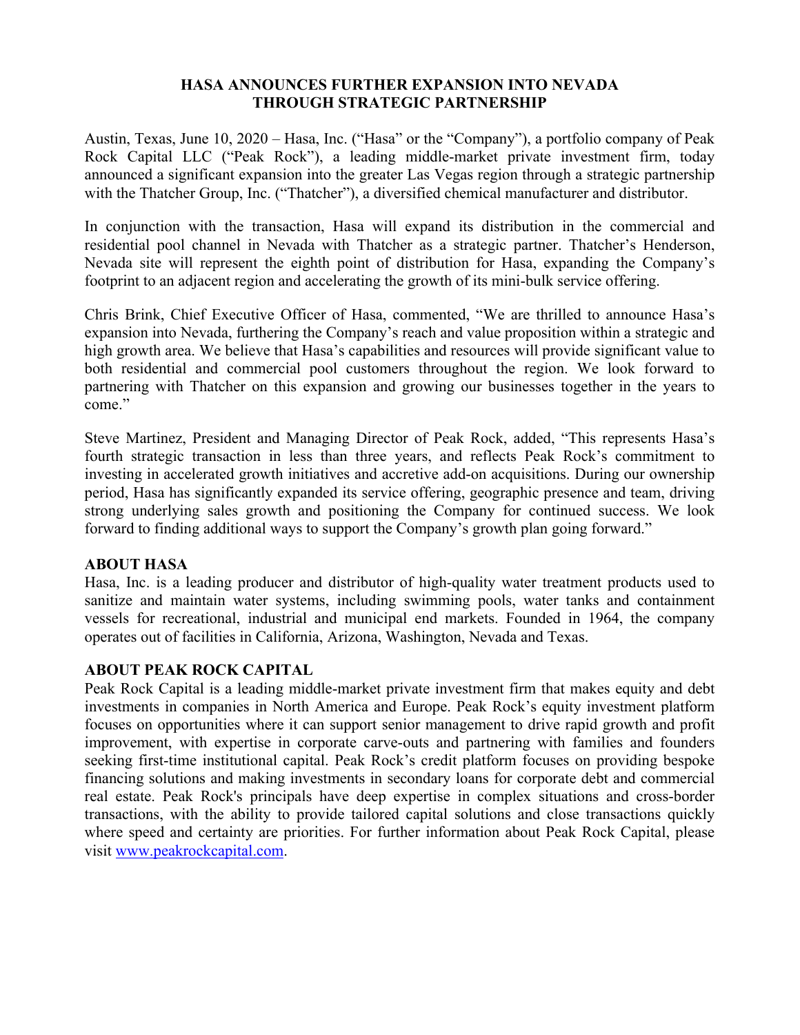# HASA ANNOUNCES FURTHER EXPANSION INTO NEVADA THROUGH STRATEGIC PARTNERSHIP

Austin, Texas, June 10, 2020 – Hasa, Inc. ("Hasa" or the "Company"), a portfolio company of Peak Rock Capital LLC ("Peak Rock"), a leading middle-market private investment firm, today announced a significant expansion into the greater Las Vegas region through a strategic partnership with the Thatcher Group, Inc. ("Thatcher"), a diversified chemical manufacturer and distributor.

In conjunction with the transaction, Hasa will expand its distribution in the commercial and residential pool channel in Nevada with Thatcher as a strategic partner. Thatcher's Henderson, Nevada site will represent the eighth point of distribution for Hasa, expanding the Company's footprint to an adjacent region and accelerating the growth of its mini-bulk service offering.

Chris Brink, Chief Executive Officer of Hasa, commented, "We are thrilled to announce Hasa's expansion into Nevada, furthering the Company's reach and value proposition within a strategic and high growth area. We believe that Hasa's capabilities and resources will provide significant value to both residential and commercial pool customers throughout the region. We look forward to partnering with Thatcher on this expansion and growing our businesses together in the years to come."

Steve Martinez, President and Managing Director of Peak Rock, added, "This represents Hasa's fourth strategic transaction in less than three years, and reflects Peak Rock's commitment to investing in accelerated growth initiatives and accretive add-on acquisitions. During our ownership period, Hasa has significantly expanded its service offering, geographic presence and team, driving strong underlying sales growth and positioning the Company for continued success. We look forward to finding additional ways to support the Company's growth plan going forward."

## ABOUT HASA

Hasa, Inc. is a leading producer and distributor of high-quality water treatment products used to sanitize and maintain water systems, including swimming pools, water tanks and containment vessels for recreational, industrial and municipal end markets. Founded in 1964, the company operates out of facilities in California, Arizona, Washington, Nevada and Texas.

## ABOUT PEAK ROCK CAPITAL

Peak Rock Capital is a leading middle-market private investment firm that makes equity and debt investments in companies in North America and Europe. Peak Rock's equity investment platform focuses on opportunities where it can support senior management to drive rapid growth and profit improvement, with expertise in corporate carve-outs and partnering with families and founders seeking first-time institutional capital. Peak Rock's credit platform focuses on providing bespoke financing solutions and making investments in secondary loans for corporate debt and commercial real estate. Peak Rock's principals have deep expertise in complex situations and cross-border transactions, with the ability to provide tailored capital solutions and close transactions quickly where speed and certainty are priorities. For further information about Peak Rock Capital, please visit [www.peakrockcapital.com](http://www.peakrockcapital.com).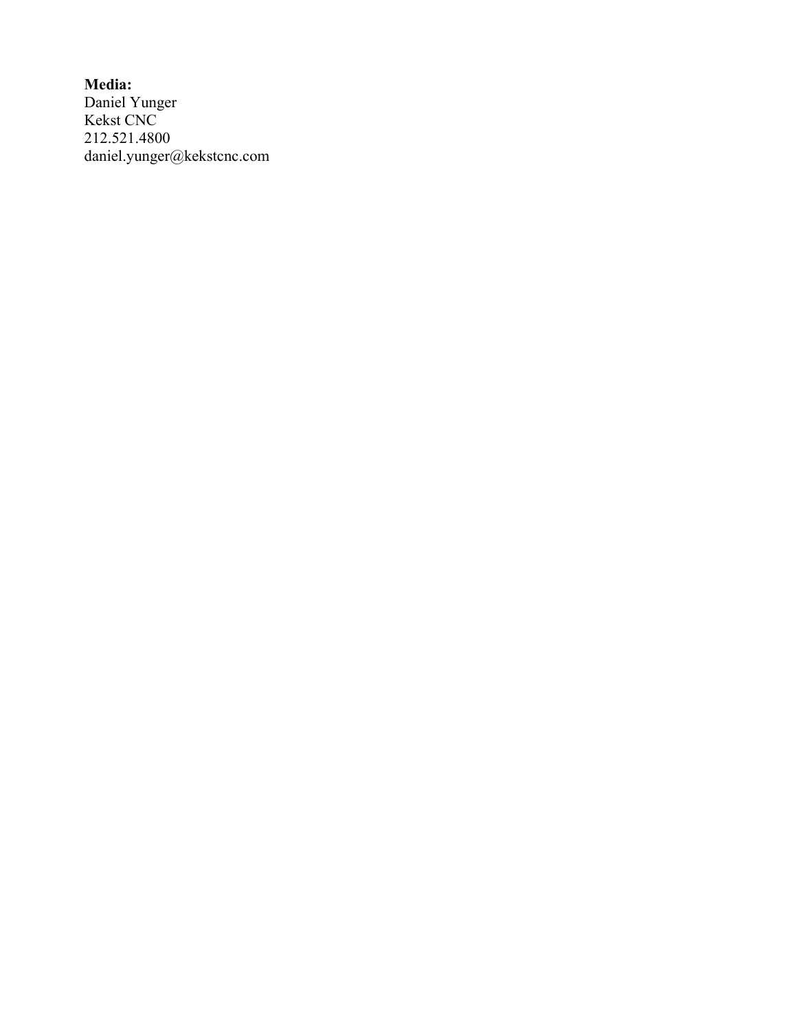**Media:**
Daniel Yunger
Kekst CNC
212.521.4800
daniel.yunger@kekstcnc.com